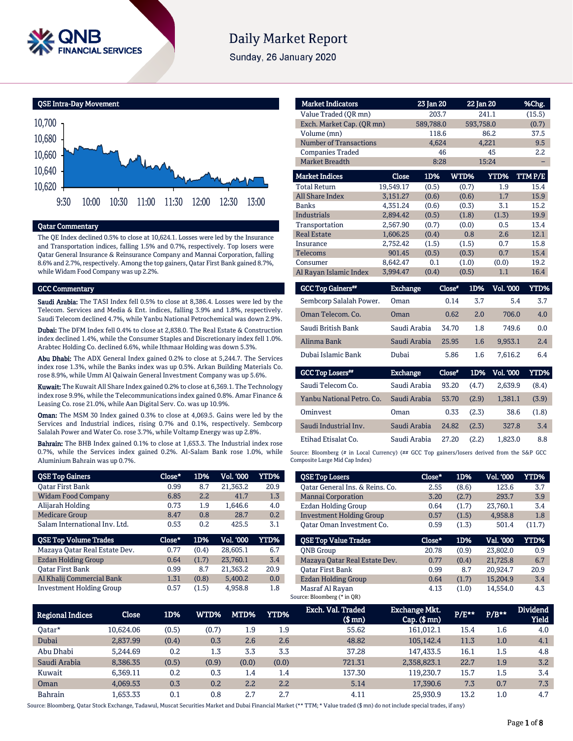# Daily Market Report

Sunday, 26 January 2020

## QSE Intra-Day Movement

10,700
10,680
10,660
10,640
10,620

9:30 10:00 10:30 11:00 11:30 12:00 12:30 13:00

## Qatar Commentary

The QE Index declined 0.5% to close at 10,624.1. Losses were led by the Insurance and Transportation indices, falling 1.5% and 0.7%, respectively. Top losers were Qatar General Insurance & Reinsurance Company and Mannai Corporation, falling 8.6% and 2.7%, respectively. Among the top gainers, Qatar First Bank gained 8.7%, while Widam Food Company was up 2.2%.

## GCC Commentary

**Saudi Arabia:** The TASI Index fell 0.5% to close at 8,386.4. Losses were led by the Telecom. Services and Media & Ent. indices, falling 3.9% and 1.8%, respectively. Saudi Telecom declined 4.7%, while Yanbu National Petrochemical was down 2.9%.

**Dubai:** The DFM Index fell 0.4% to close at 2,838.0. The Real Estate & Construction index declined 1.4%, while the Consumer Staples and Discretionary index fell 1.0%. Arabtec Holding Co. declined 6.6%, while Ithmaar Holding was down 5.3%.

**Abu Dhabi:** The ADX General Index gained 0.2% to close at 5,244.7. The Services index rose 1.3%, while the Banks index was up 0.5%. Arkan Building Materials Co. rose 8.9%, while Umm Al Qaiwain General Investment Company was up 5.6%.

**Kuwait:** The Kuwait All Share Index gained 0.2% to close at 6,369.1. The Technology index rose 9.9%, while the Telecommunications index gained 0.8%. Amar Finance & Leasing Co. rose 21.0%, while Aan Digital Serv. Co. was up 10.9%.

**Oman:** The MSM 30 Index gained 0.3% to close at 4,069.5. Gains were led by the Services and Industrial indices, rising 0.7% and 0.1%, respectively. Sembcorp Salalah Power and Water Co. rose 3.7%, while Voltamp Energy was up 2.8%.

**Bahrain:** The BHB Index gained 0.1% to close at 1,653.3. The Industrial index rose 0.7%, while the Services index gained 0.2%. Al-Salam Bank rose 1.0%, while Aluminium Bahrain was up 0.7%.

| Market Indicators | 23 Jan 20 | 22 Jan 20 | %Chg. |
|---|---|---|---|
| Value Traded (QR mn) | 203.7 | 241.1 | (15.5) |
| Exch. Market Cap. (QR mn) | 589,788.0 | 593,758.0 | (0.7) |
| Volume (mn) | 118.6 | 86.2 | 37.5 |
| Number of Transactions | 4,624 | 4,221 | 9.5 |
| Companies Traded | 46 | 45 | 2.2 |
| Market Breadth | 8:28 | 15:24 | – |

| Market Indices | Close | 1D% | WTD% | YTD% | TTM P/E |
|---|---|---|---|---|---|
| Total Return | 19,549.17 | (0.5) | (0.7) | 1.9 | 15.4 |
| All Share Index | 3,151.27 | (0.6) | (0.6) | 1.7 | 15.9 |
| Banks | 4,351.24 | (0.6) | (0.3) | 3.1 | 15.2 |
| Industrials | 2,894.42 | (0.5) | (1.8) | (1.3) | 19.9 |
| Transportation | 2,567.90 | (0.7) | (0.0) | 0.5 | 13.4 |
| Real Estate | 1,606.25 | (0.4) | 0.8 | 2.6 | 12.1 |
| Insurance | 2,752.42 | (1.5) | (1.5) | 0.7 | 15.8 |
| Telecoms | 901.45 | (0.5) | (0.3) | 0.7 | 15.4 |
| Consumer | 8,642.47 | 0.1 | (1.0) | (0.0) | 19.2 |
| Al Rayan Islamic Index | 3,994.47 | (0.4) | (0.5) | 1.1 | 16.4 |

| GCC Top Gainers## | Exchange | Close# | 1D% | Vol. '000 | YTD% |
|---|---|---|---|---|---|
| Sembcorp Salalah Power. | Oman | 0.14 | 3.7 | 5.4 | 3.7 |
| Oman Telecom. Co. | Oman | 0.62 | 2.0 | 706.0 | 4.0 |
| Saudi British Bank | Saudi Arabia | 34.70 | 1.8 | 749.6 | 0.0 |
| Alinma Bank | Saudi Arabia | 25.95 | 1.6 | 9,953.1 | 2.4 |
| Dubai Islamic Bank | Dubai | 5.86 | 1.6 | 7,616.2 | 6.4 |

| GCC Top Losers## | Exchange | Close# | 1D% | Vol. '000 | YTD% |
|---|---|---|---|---|---|
| Saudi Telecom Co. | Saudi Arabia | 93.20 | (4.7) | 2,639.9 | (8.4) |
| Yanbu National Petro. Co. | Saudi Arabia | 53.70 | (2.9) | 1,381.1 | (3.9) |
| Ominvest | Oman | 0.33 | (2.3) | 38.6 | (1.8) |
| Saudi Industrial Inv. | Saudi Arabia | 24.82 | (2.3) | 327.8 | 3.4 |
| Etihad Etisalat Co. | Saudi Arabia | 27.20 | (2.2) | 1,823.0 | 8.8 |

Source: Bloomberg (# in Local Currency) (## GCC Top gainers/losers derived from the S&P GCC Composite Large Mid Cap Index)

| QSE Top Gainers | Close* | 1D% | Vol. '000 | YTD% |
|---|---|---|---|---|
| Qatar First Bank | 0.99 | 8.7 | 21,363.2 | 20.9 |
| Widam Food Company | 6.85 | 2.2 | 41.7 | 1.3 |
| Alijarah Holding | 0.73 | 1.9 | 1,646.6 | 4.0 |
| Medicare Group | 8.47 | 0.8 | 28.7 | 0.2 |
| Salam International Inv. Ltd. | 0.53 | 0.2 | 425.5 | 3.1 |

| QSE Top Volume Trades | Close* | 1D% | Vol. '000 | YTD% |
|---|---|---|---|---|
| Mazaya Qatar Real Estate Dev. | 0.77 | (0.4) | 28,605.1 | 6.7 |
| Ezdan Holding Group | 0.64 | (1.7) | 23,760.1 | 3.4 |
| Qatar First Bank | 0.99 | 8.7 | 21,363.2 | 20.9 |
| Al Khalij Commercial Bank | 1.31 | (0.8) | 5,400.2 | 0.0 |
| Investment Holding Group | 0.57 | (1.5) | 4,958.8 | 1.8 |

| QSE Top Losers | Close* | 1D% | Vol. '000 | YTD% |
|---|---|---|---|---|
| Qatar General Ins. & Reins. Co. | 2.55 | (8.6) | 123.6 | 3.7 |
| Mannai Corporation | 3.20 | (2.7) | 293.7 | 3.9 |
| Ezdan Holding Group | 0.64 | (1.7) | 23,760.1 | 3.4 |
| Investment Holding Group | 0.57 | (1.5) | 4,958.8 | 1.8 |
| Qatar Oman Investment Co. | 0.59 | (1.3) | 501.4 | (11.7) |

| QSE Top Value Trades | Close* | 1D% | Val. '000 | YTD% |
|---|---|---|---|---|
| QNB Group | 20.78 | (0.9) | 23,802.0 | 0.9 |
| Mazaya Qatar Real Estate Dev. | 0.77 | (0.4) | 21,725.8 | 6.7 |
| Qatar First Bank | 0.99 | 8.7 | 20,924.7 | 20.9 |
| Ezdan Holding Group | 0.64 | (1.7) | 15,204.9 | 3.4 |
| Masraf Al Rayan | 4.13 | (1.0) | 14,554.0 | 4.3 |

Source: Bloomberg (* in QR)

| Regional Indices | Close | 1D% | WTD% | MTD% | YTD% | Exch. Val. Traded ($ mn) | Exchange Mkt. Cap. ($ mn) | P/E** | P/B** | Dividend Yield |
|---|---|---|---|---|---|---|---|---|---|---|
| Qatar* | 10,624.06 | (0.5) | (0.7) | 1.9 | 1.9 | 55.62 | 161,012.1 | 15.4 | 1.6 | 4.0 |
| Dubai | 2,837.99 | (0.4) | 0.3 | 2.6 | 2.6 | 48.82 | 105,142.4 | 11.3 | 1.0 | 4.1 |
| Abu Dhabi | 5,244.69 | 0.2 | 1.3 | 3.3 | 3.3 | 37.28 | 147,433.5 | 16.1 | 1.5 | 4.8 |
| Saudi Arabia | 8,386.35 | (0.5) | (0.9) | (0.0) | (0.0) | 721.31 | 2,358,823.1 | 22.7 | 1.9 | 3.2 |
| Kuwait | 6,369.11 | 0.2 | 0.3 | 1.4 | 1.4 | 137.30 | 119,230.7 | 15.7 | 1.5 | 3.4 |
| Oman | 4,069.53 | 0.3 | 0.2 | 2.2 | 2.2 | 5.14 | 17,390.6 | 7.3 | 0.7 | 7.3 |
| Bahrain | 1,653.33 | 0.1 | 0.8 | 2.7 | 2.7 | 4.11 | 25,930.9 | 13.2 | 1.0 | 4.7 |

Source: Bloomberg, Qatar Stock Exchange, Tadawul, Muscat Securities Market and Dubai Financial Market (** TTM; * Value traded ($ mn) do not include special trades, if any)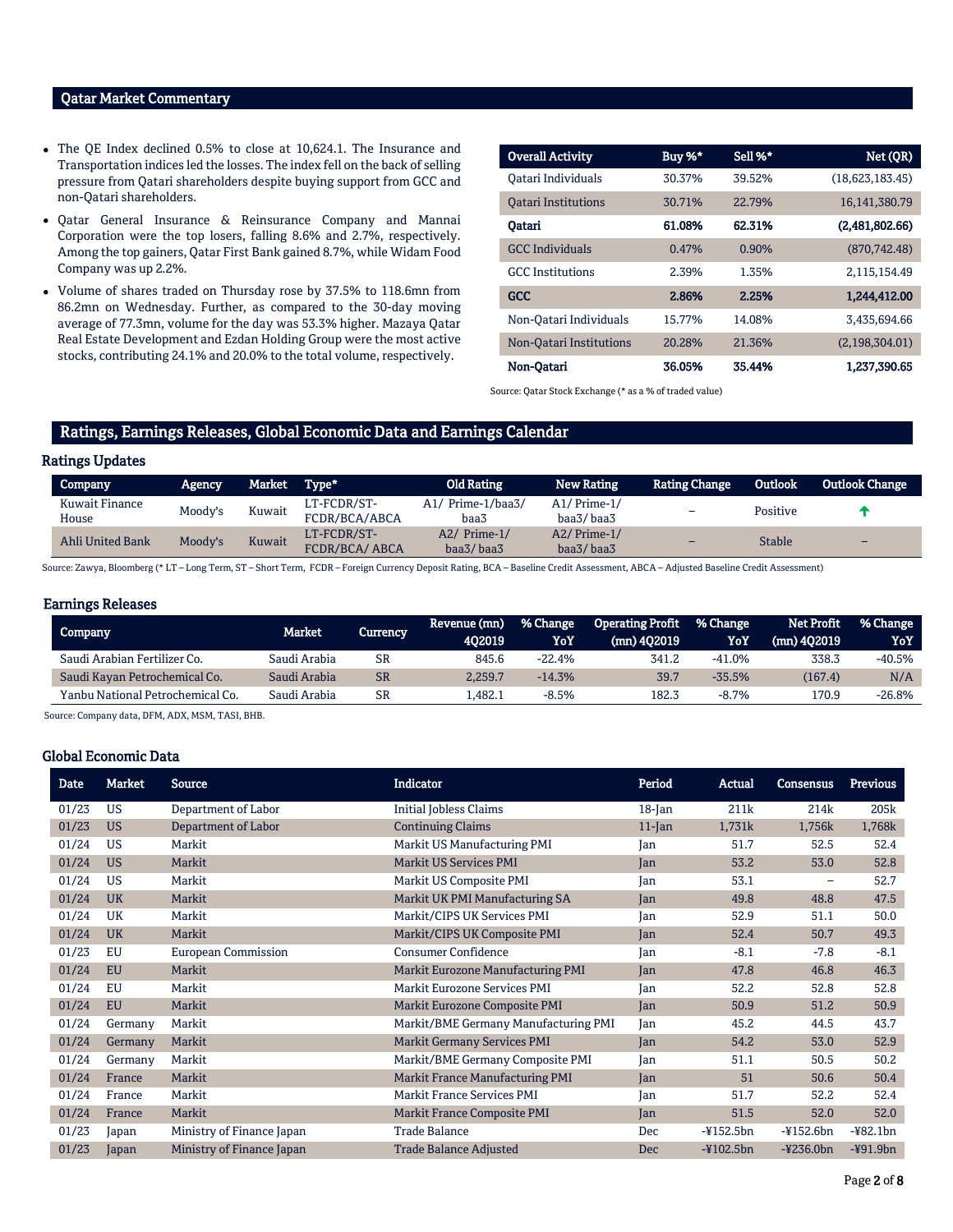## Qatar Market Commentary

- The QE Index declined 0.5% to close at 10,624.1. The Insurance and Transportation indices led the losses. The index fell on the back of selling pressure from Qatari shareholders despite buying support from GCC and non-Qatari shareholders.
- Qatar General Insurance & Reinsurance Company and Mannai Corporation were the top losers, falling 8.6% and 2.7%, respectively. Among the top gainers, Qatar First Bank gained 8.7%, while Widam Food Company was up 2.2%.
- Volume of shares traded on Thursday rose by 37.5% to 118.6mn from 86.2mn on Wednesday. Further, as compared to the 30-day moving average of 77.3mn, volume for the day was 53.3% higher. Mazaya Qatar Real Estate Development and Ezdan Holding Group were the most active stocks, contributing 24.1% and 20.0% to the total volume, respectively.

| Overall Activity | Buy %* | Sell %* | Net (QR) |
|---|---|---|---|
| Qatari Individuals | 30.37% | 39.52% | (18,623,183.45) |
| Qatari Institutions | 30.71% | 22.79% | 16,141,380.79 |
| **Qatari** | **61.08%** | **62.31%** | **(2,481,802.66)** |
| GCC Individuals | 0.47% | 0.90% | (870,742.48) |
| GCC Institutions | 2.39% | 1.35% | 2,115,154.49 |
| **GCC** | **2.86%** | **2.25%** | **1,244,412.00** |
| Non-Qatari Individuals | 15.77% | 14.08% | 3,435,694.66 |
| Non-Qatari Institutions | 20.28% | 21.36% | (2,198,304.01) |
| **Non-Qatari** | **36.05%** | **35.44%** | **1,237,390.65** |

Source: Qatar Stock Exchange (* as a % of traded value)

## Ratings, Earnings Releases, Global Economic Data and Earnings Calendar

### Ratings Updates

| Company | Agency | Market | Type* | Old Rating | New Rating | Rating Change | Outlook | Outlook Change |
|---|---|---|---|---|---|---|---|---|
| Kuwait Finance House | Moody's | Kuwait | LT-FCDR/ST-FCDR/BCA/ABCA | A1/ Prime-1/baa3/ baa3 | A1/ Prime-1/ baa3/ baa3 | – | Positive | ↑ |
| Ahli United Bank | Moody's | Kuwait | LT-FCDR/ST-FCDR/BCA/ ABCA | A2/ Prime-1/ baa3/ baa3 | A2/ Prime-1/ baa3/ baa3 | – | Stable | – |

Source: Zawya, Bloomberg (* LT – Long Term, ST – Short Term, FCDR – Foreign Currency Deposit Rating, BCA – Baseline Credit Assessment, ABCA – Adjusted Baseline Credit Assessment)

### Earnings Releases

| Company | Market | Currency | Revenue (mn) 4Q2019 | % Change YoY | Operating Profit (mn) 4Q2019 | % Change YoY | Net Profit (mn) 4Q2019 | % Change YoY |
|---|---|---|---|---|---|---|---|---|
| Saudi Arabian Fertilizer Co. | Saudi Arabia | SR | 845.6 | -22.4% | 341.2 | -41.0% | 338.3 | -40.5% |
| Saudi Kayan Petrochemical Co. | Saudi Arabia | SR | 2,259.7 | -14.3% | 39.7 | -35.5% | (167.4) | N/A |
| Yanbu National Petrochemical Co. | Saudi Arabia | SR | 1,482.1 | -8.5% | 182.3 | -8.7% | 170.9 | -26.8% |

Source: Company data, DFM, ADX, MSM, TASI, BHB.

### Global Economic Data

| Date | Market | Source | Indicator | Period | Actual | Consensus | Previous |
|---|---|---|---|---|---|---|---|
| 01/23 | US | Department of Labor | Initial Jobless Claims | 18-Jan | 211k | 214k | 205k |
| 01/23 | US | Department of Labor | Continuing Claims | 11-Jan | 1,731k | 1,756k | 1,768k |
| 01/24 | US | Markit | Markit US Manufacturing PMI | Jan | 51.7 | 52.5 | 52.4 |
| 01/24 | US | Markit | Markit US Services PMI | Jan | 53.2 | 53.0 | 52.8 |
| 01/24 | US | Markit | Markit US Composite PMI | Jan | 53.1 | – | 52.7 |
| 01/24 | UK | Markit | Markit UK PMI Manufacturing SA | Jan | 49.8 | 48.8 | 47.5 |
| 01/24 | UK | Markit | Markit/CIPS UK Services PMI | Jan | 52.9 | 51.1 | 50.0 |
| 01/24 | UK | Markit | Markit/CIPS UK Composite PMI | Jan | 52.4 | 50.7 | 49.3 |
| 01/23 | EU | European Commission | Consumer Confidence | Jan | -8.1 | -7.8 | -8.1 |
| 01/24 | EU | Markit | Markit Eurozone Manufacturing PMI | Jan | 47.8 | 46.8 | 46.3 |
| 01/24 | EU | Markit | Markit Eurozone Services PMI | Jan | 52.2 | 52.8 | 52.8 |
| 01/24 | EU | Markit | Markit Eurozone Composite PMI | Jan | 50.9 | 51.2 | 50.9 |
| 01/24 | Germany | Markit | Markit/BME Germany Manufacturing PMI | Jan | 45.2 | 44.5 | 43.7 |
| 01/24 | Germany | Markit | Markit Germany Services PMI | Jan | 54.2 | 53.0 | 52.9 |
| 01/24 | Germany | Markit | Markit/BME Germany Composite PMI | Jan | 51.1 | 50.5 | 50.2 |
| 01/24 | France | Markit | Markit France Manufacturing PMI | Jan | 51 | 50.6 | 50.4 |
| 01/24 | France | Markit | Markit France Services PMI | Jan | 51.7 | 52.2 | 52.4 |
| 01/24 | France | Markit | Markit France Composite PMI | Jan | 51.5 | 52.0 | 52.0 |
| 01/23 | Japan | Ministry of Finance Japan | Trade Balance | Dec | -¥152.5bn | -¥152.6bn | -¥82.1bn |
| 01/23 | Japan | Ministry of Finance Japan | Trade Balance Adjusted | Dec | -¥102.5bn | -¥236.0bn | -¥91.9bn |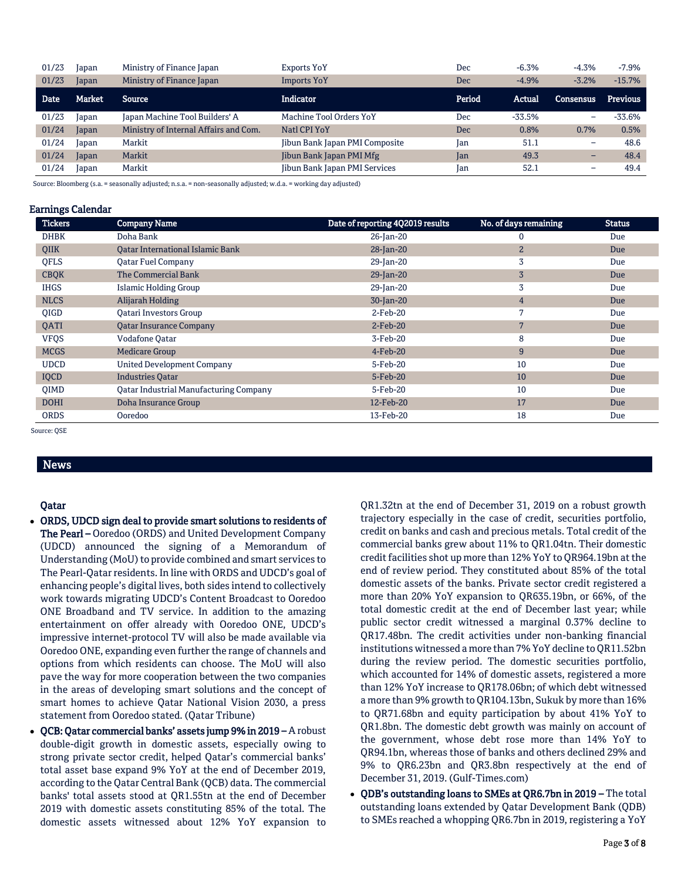| Date | Market | Source | Indicator | Period | Actual | Consensus | Previous |
|---|---|---|---|---|---|---|---|
| 01/23 | Japan | Ministry of Finance Japan | Exports YoY | Dec | -6.3% | -4.3% | -7.9% |
| 01/23 | Japan | Ministry of Finance Japan | Imports YoY | Dec | -4.9% | -3.2% | -15.7% |
| 01/23 | Japan | Japan Machine Tool Builders' A | Machine Tool Orders YoY | Dec | -33.5% | – | -33.6% |
| 01/24 | Japan | Ministry of Internal Affairs and Com. | Natl CPI YoY | Dec | 0.8% | 0.7% | 0.5% |
| 01/24 | Japan | Markit | Jibun Bank Japan PMI Composite | Jan | 51.1 | – | 48.6 |
| 01/24 | Japan | Markit | Jibun Bank Japan PMI Mfg | Jan | 49.3 | – | 48.4 |
| 01/24 | Japan | Markit | Jibun Bank Japan PMI Services | Jan | 52.1 | – | 49.4 |

Source: Bloomberg (s.a. = seasonally adjusted; n.s.a. = non-seasonally adjusted; w.d.a. = working day adjusted)

## Earnings Calendar

| Tickers | Company Name | Date of reporting 4Q2019 results | No. of days remaining | Status |
|---|---|---|---|---|
| DHBK | Doha Bank | 26-Jan-20 | 0 | Due |
| QIIK | Qatar International Islamic Bank | 28-Jan-20 | 2 | Due |
| QFLS | Qatar Fuel Company | 29-Jan-20 | 3 | Due |
| CBQK | The Commercial Bank | 29-Jan-20 | 3 | Due |
| IHGS | Islamic Holding Group | 29-Jan-20 | 3 | Due |
| NLCS | Alijarah Holding | 30-Jan-20 | 4 | Due |
| QIGD | Qatari Investors Group | 2-Feb-20 | 7 | Due |
| QATI | Qatar Insurance Company | 2-Feb-20 | 7 | Due |
| VFQS | Vodafone Qatar | 3-Feb-20 | 8 | Due |
| MCGS | Medicare Group | 4-Feb-20 | 9 | Due |
| UDCD | United Development Company | 5-Feb-20 | 10 | Due |
| IQCD | Industries Qatar | 5-Feb-20 | 10 | Due |
| QIMD | Qatar Industrial Manufacturing Company | 5-Feb-20 | 10 | Due |
| DOHI | Doha Insurance Group | 12-Feb-20 | 17 | Due |
| ORDS | Ooredoo | 13-Feb-20 | 18 | Due |

Source: QSE

## News

### Qatar

- **ORDS, UDCD sign deal to provide smart solutions to residents of The Pearl –** Ooredoo (ORDS) and United Development Company (UDCD) announced the signing of a Memorandum of Understanding (MoU) to provide combined and smart services to The Pearl-Qatar residents. In line with ORDS and UDCD's goal of enhancing people's digital lives, both sides intend to collectively work towards migrating UDCD's Content Broadcast to Ooredoo ONE Broadband and TV service. In addition to the amazing entertainment on offer already with Ooredoo ONE, UDCD's impressive internet-protocol TV will also be made available via Ooredoo ONE, expanding even further the range of channels and options from which residents can choose. The MoU will also pave the way for more cooperation between the two companies in the areas of developing smart solutions and the concept of smart homes to achieve Qatar National Vision 2030, a press statement from Ooredoo stated. (Qatar Tribune)
- **QCB: Qatar commercial banks' assets jump 9% in 2019 –** A robust double-digit growth in domestic assets, especially owing to strong private sector credit, helped Qatar's commercial banks' total asset base expand 9% YoY at the end of December 2019, according to the Qatar Central Bank (QCB) data. The commercial banks' total assets stood at QR1.55tn at the end of December 2019 with domestic assets constituting 85% of the total. The domestic assets witnessed about 12% YoY expansion to QR1.32tn at the end of December 31, 2019 on a robust growth trajectory especially in the case of credit, securities portfolio, credit on banks and cash and precious metals. Total credit of the commercial banks grew about 11% to QR1.04tn. Their domestic credit facilities shot up more than 12% YoY to QR964.19bn at the end of review period. They constituted about 85% of the total domestic assets of the banks. Private sector credit registered a more than 20% YoY expansion to QR635.19bn, or 66%, of the total domestic credit at the end of December last year; while public sector credit witnessed a marginal 0.37% decline to QR17.48bn. The credit activities under non-banking financial institutions witnessed a more than 7% YoY decline to QR11.52bn during the review period. The domestic securities portfolio, which accounted for 14% of domestic assets, registered a more than 12% YoY increase to QR178.06bn; of which debt witnessed a more than 9% growth to QR104.13bn, Sukuk by more than 16% to QR71.68bn and equity participation by about 41% YoY to QR1.8bn. The domestic debt growth was mainly on account of the government, whose debt rose more than 14% YoY to QR94.1bn, whereas those of banks and others declined 29% and 9% to QR6.23bn and QR3.8bn respectively at the end of December 31, 2019. (Gulf-Times.com)
- **QDB's outstanding loans to SMEs at QR6.7bn in 2019 –** The total outstanding loans extended by Qatar Development Bank (QDB) to SMEs reached a whopping QR6.7bn in 2019, registering a YoY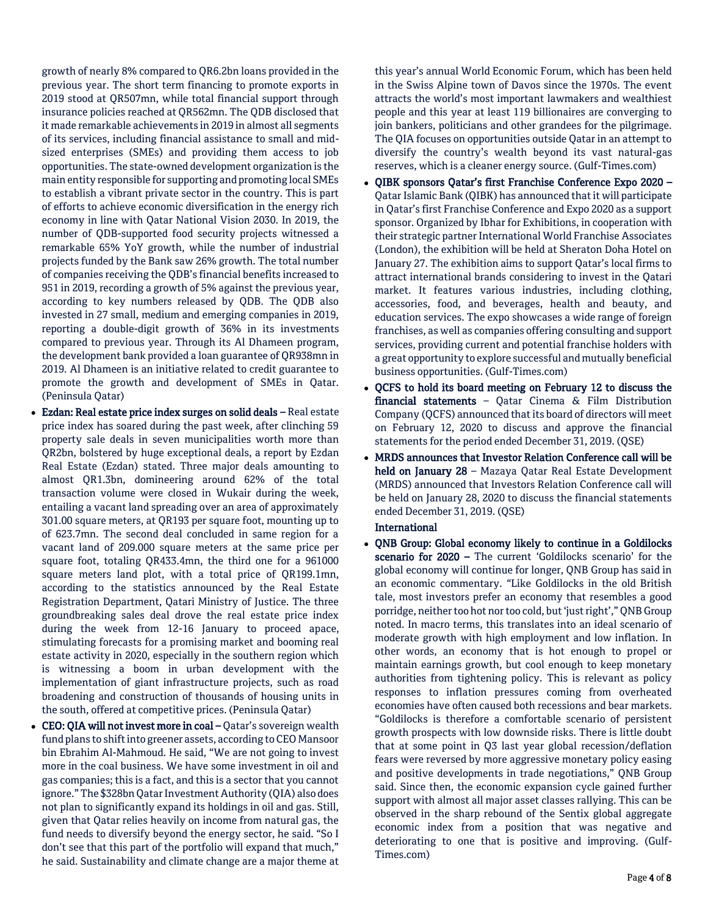growth of nearly 8% compared to QR6.2bn loans provided in the previous year. The short term financing to promote exports in 2019 stood at QR507mn, while total financial support through insurance policies reached at QR562mn. The QDB disclosed that it made remarkable achievements in 2019 in almost all segments of its services, including financial assistance to small and mid-sized enterprises (SMEs) and providing them access to job opportunities. The state-owned development organization is the main entity responsible for supporting and promoting local SMEs to establish a vibrant private sector in the country. This is part of efforts to achieve economic diversification in the energy rich economy in line with Qatar National Vision 2030. In 2019, the number of QDB-supported food security projects witnessed a remarkable 65% YoY growth, while the number of industrial projects funded by the Bank saw 26% growth. The total number of companies receiving the QDB's financial benefits increased to 951 in 2019, recording a growth of 5% against the previous year, according to key numbers released by QDB. The QDB also invested in 27 small, medium and emerging companies in 2019, reporting a double-digit growth of 36% in its investments compared to previous year. Through its Al Dhameen program, the development bank provided a loan guarantee of QR938mn in 2019. Al Dhameen is an initiative related to credit guarantee to promote the growth and development of SMEs in Qatar. (Peninsula Qatar)

- **Ezdan: Real estate price index surges on solid deals –** Real estate price index has soared during the past week, after clinching 59 property sale deals in seven municipalities worth more than QR2bn, bolstered by huge exceptional deals, a report by Ezdan Real Estate (Ezdan) stated. Three major deals amounting to almost QR1.3bn, domineering around 62% of the total transaction volume were closed in Wukair during the week, entailing a vacant land spreading over an area of approximately 301.00 square meters, at QR193 per square foot, mounting up to of 623.7mn. The second deal concluded in same region for a vacant land of 209.000 square meters at the same price per square foot, totaling QR433.4mn, the third one for a 961000 square meters land plot, with a total price of QR199.1mn, according to the statistics announced by the Real Estate Registration Department, Qatari Ministry of Justice. The three groundbreaking sales deal drove the real estate price index during the week from 12-16 January to proceed apace, stimulating forecasts for a promising market and booming real estate activity in 2020, especially in the southern region which is witnessing a boom in urban development with the implementation of giant infrastructure projects, such as road broadening and construction of thousands of housing units in the south, offered at competitive prices. (Peninsula Qatar)
- **CEO: QIA will not invest more in coal –** Qatar's sovereign wealth fund plans to shift into greener assets, according to CEO Mansoor bin Ebrahim Al-Mahmoud. He said, "We are not going to invest more in the coal business. We have some investment in oil and gas companies; this is a fact, and this is a sector that you cannot ignore." The $328bn Qatar Investment Authority (QIA) also does not plan to significantly expand its holdings in oil and gas. Still, given that Qatar relies heavily on income from natural gas, the fund needs to diversify beyond the energy sector, he said. "So I don't see that this part of the portfolio will expand that much," he said. Sustainability and climate change are a major theme at this year's annual World Economic Forum, which has been held in the Swiss Alpine town of Davos since the 1970s. The event attracts the world's most important lawmakers and wealthiest people and this year at least 119 billionaires are converging to join bankers, politicians and other grandees for the pilgrimage. The QIA focuses on opportunities outside Qatar in an attempt to diversify the country's wealth beyond its vast natural-gas reserves, which is a cleaner energy source. (Gulf-Times.com)
- **QIBK sponsors Qatar's first Franchise Conference Expo 2020 –** Qatar Islamic Bank (QIBK) has announced that it will participate in Qatar's first Franchise Conference and Expo 2020 as a support sponsor. Organized by Ibhar for Exhibitions, in cooperation with their strategic partner International World Franchise Associates (London), the exhibition will be held at Sheraton Doha Hotel on January 27. The exhibition aims to support Qatar's local firms to attract international brands considering to invest in the Qatari market. It features various industries, including clothing, accessories, food, and beverages, health and beauty, and education services. The expo showcases a wide range of foreign franchises, as well as companies offering consulting and support services, providing current and potential franchise holders with a great opportunity to explore successful and mutually beneficial business opportunities. (Gulf-Times.com)
- **QCFS to hold its board meeting on February 12 to discuss the financial statements** – Qatar Cinema & Film Distribution Company (QCFS) announced that its board of directors will meet on February 12, 2020 to discuss and approve the financial statements for the period ended December 31, 2019. (QSE)
- **MRDS announces that Investor Relation Conference call will be held on January 28** – Mazaya Qatar Real Estate Development (MRDS) announced that Investors Relation Conference call will be held on January 28, 2020 to discuss the financial statements ended December 31, 2019. (QSE)

**International**

- **QNB Group: Global economy likely to continue in a Goldilocks scenario for 2020 –** The current 'Goldilocks scenario' for the global economy will continue for longer, QNB Group has said in an economic commentary. "Like Goldilocks in the old British tale, most investors prefer an economy that resembles a good porridge, neither too hot nor too cold, but 'just right'," QNB Group noted. In macro terms, this translates into an ideal scenario of moderate growth with high employment and low inflation. In other words, an economy that is hot enough to propel or maintain earnings growth, but cool enough to keep monetary authorities from tightening policy. This is relevant as policy responses to inflation pressures coming from overheated economies have often caused both recessions and bear markets. "Goldilocks is therefore a comfortable scenario of persistent growth prospects with low downside risks. There is little doubt that at some point in Q3 last year global recession/deflation fears were reversed by more aggressive monetary policy easing and positive developments in trade negotiations," QNB Group said. Since then, the economic expansion cycle gained further support with almost all major asset classes rallying. This can be observed in the sharp rebound of the Sentix global aggregate economic index from a position that was negative and deteriorating to one that is positive and improving. (Gulf-Times.com)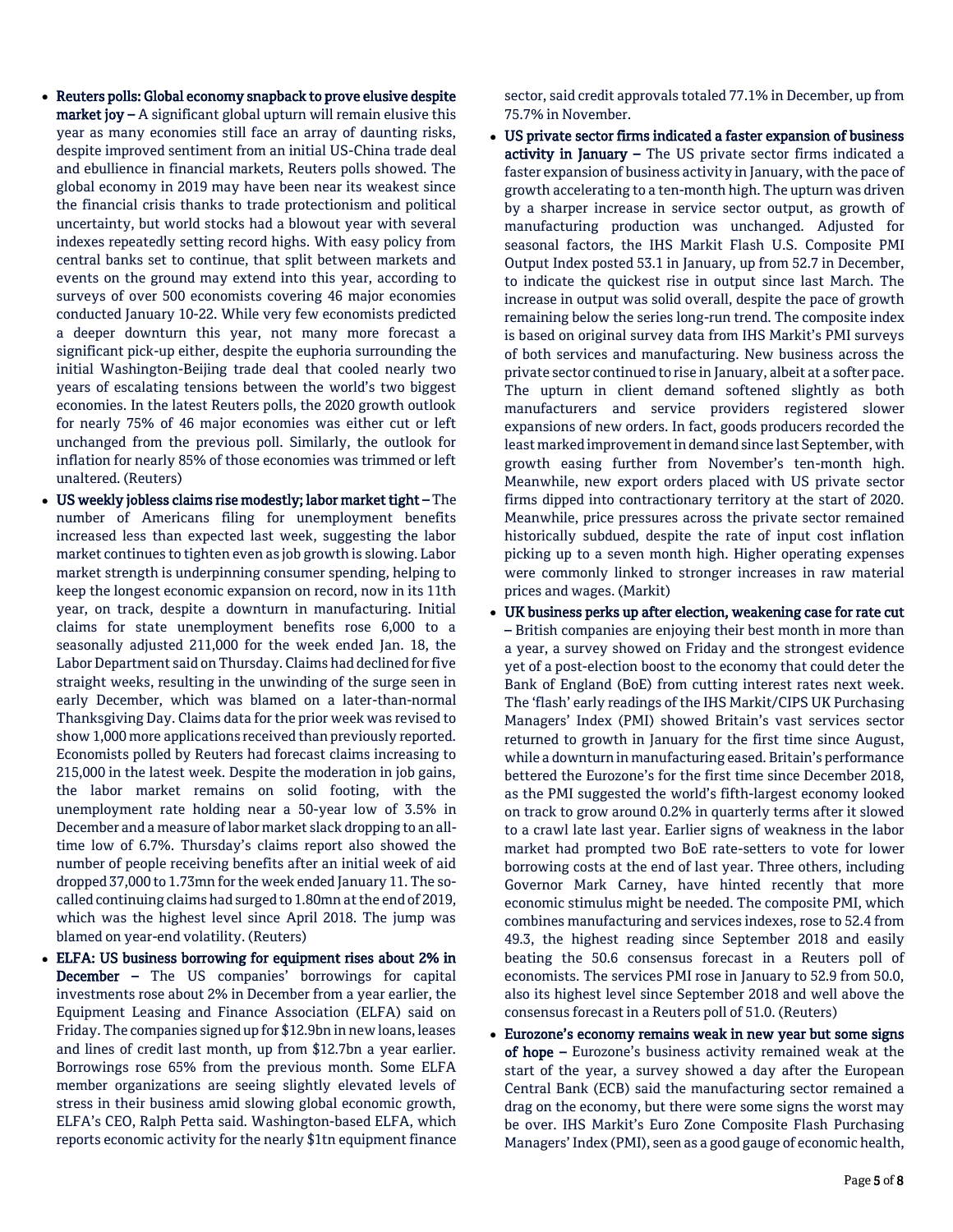- **Reuters polls: Global economy snapback to prove elusive despite market joy –** A significant global upturn will remain elusive this year as many economies still face an array of daunting risks, despite improved sentiment from an initial US-China trade deal and ebullience in financial markets, Reuters polls showed. The global economy in 2019 may have been near its weakest since the financial crisis thanks to trade protectionism and political uncertainty, but world stocks had a blowout year with several indexes repeatedly setting record highs. With easy policy from central banks set to continue, that split between markets and events on the ground may extend into this year, according to surveys of over 500 economists covering 46 major economies conducted January 10-22. While very few economists predicted a deeper downturn this year, not many more forecast a significant pick-up either, despite the euphoria surrounding the initial Washington-Beijing trade deal that cooled nearly two years of escalating tensions between the world's two biggest economies. In the latest Reuters polls, the 2020 growth outlook for nearly 75% of 46 major economies was either cut or left unchanged from the previous poll. Similarly, the outlook for inflation for nearly 85% of those economies was trimmed or left unaltered. (Reuters)
- **US weekly jobless claims rise modestly; labor market tight –** The number of Americans filing for unemployment benefits increased less than expected last week, suggesting the labor market continues to tighten even as job growth is slowing. Labor market strength is underpinning consumer spending, helping to keep the longest economic expansion on record, now in its 11th year, on track, despite a downturn in manufacturing. Initial claims for state unemployment benefits rose 6,000 to a seasonally adjusted 211,000 for the week ended Jan. 18, the Labor Department said on Thursday. Claims had declined for five straight weeks, resulting in the unwinding of the surge seen in early December, which was blamed on a later-than-normal Thanksgiving Day. Claims data for the prior week was revised to show 1,000 more applications received than previously reported. Economists polled by Reuters had forecast claims increasing to 215,000 in the latest week. Despite the moderation in job gains, the labor market remains on solid footing, with the unemployment rate holding near a 50-year low of 3.5% in December and a measure of labor market slack dropping to an all-time low of 6.7%. Thursday's claims report also showed the number of people receiving benefits after an initial week of aid dropped 37,000 to 1.73mn for the week ended January 11. The so-called continuing claims had surged to 1.80mn at the end of 2019, which was the highest level since April 2018. The jump was blamed on year-end volatility. (Reuters)
- **ELFA: US business borrowing for equipment rises about 2% in December –** The US companies' borrowings for capital investments rose about 2% in December from a year earlier, the Equipment Leasing and Finance Association (ELFA) said on Friday. The companies signed up for $12.9bn in new loans, leases and lines of credit last month, up from $12.7bn a year earlier. Borrowings rose 65% from the previous month. Some ELFA member organizations are seeing slightly elevated levels of stress in their business amid slowing global economic growth, ELFA's CEO, Ralph Petta said. Washington-based ELFA, which reports economic activity for the nearly $1tn equipment finance sector, said credit approvals totaled 77.1% in December, up from 75.7% in November.
- **US private sector firms indicated a faster expansion of business activity in January –** The US private sector firms indicated a faster expansion of business activity in January, with the pace of growth accelerating to a ten-month high. The upturn was driven by a sharper increase in service sector output, as growth of manufacturing production was unchanged. Adjusted for seasonal factors, the IHS Markit Flash U.S. Composite PMI Output Index posted 53.1 in January, up from 52.7 in December, to indicate the quickest rise in output since last March. The increase in output was solid overall, despite the pace of growth remaining below the series long-run trend. The composite index is based on original survey data from IHS Markit's PMI surveys of both services and manufacturing. New business across the private sector continued to rise in January, albeit at a softer pace. The upturn in client demand softened slightly as both manufacturers and service providers registered slower expansions of new orders. In fact, goods producers recorded the least marked improvement in demand since last September, with growth easing further from November's ten-month high. Meanwhile, new export orders placed with US private sector firms dipped into contractionary territory at the start of 2020. Meanwhile, price pressures across the private sector remained historically subdued, despite the rate of input cost inflation picking up to a seven month high. Higher operating expenses were commonly linked to stronger increases in raw material prices and wages. (Markit)
- **UK business perks up after election, weakening case for rate cut –** British companies are enjoying their best month in more than a year, a survey showed on Friday and the strongest evidence yet of a post-election boost to the economy that could deter the Bank of England (BoE) from cutting interest rates next week. The 'flash' early readings of the IHS Markit/CIPS UK Purchasing Managers' Index (PMI) showed Britain's vast services sector returned to growth in January for the first time since August, while a downturn in manufacturing eased. Britain's performance bettered the Eurozone's for the first time since December 2018, as the PMI suggested the world's fifth-largest economy looked on track to grow around 0.2% in quarterly terms after it slowed to a crawl late last year. Earlier signs of weakness in the labor market had prompted two BoE rate-setters to vote for lower borrowing costs at the end of last year. Three others, including Governor Mark Carney, have hinted recently that more economic stimulus might be needed. The composite PMI, which combines manufacturing and services indexes, rose to 52.4 from 49.3, the highest reading since September 2018 and easily beating the 50.6 consensus forecast in a Reuters poll of economists. The services PMI rose in January to 52.9 from 50.0, also its highest level since September 2018 and well above the consensus forecast in a Reuters poll of 51.0. (Reuters)
- **Eurozone's economy remains weak in new year but some signs of hope –** Eurozone's business activity remained weak at the start of the year, a survey showed a day after the European Central Bank (ECB) said the manufacturing sector remained a drag on the economy, but there were some signs the worst may be over. IHS Markit's Euro Zone Composite Flash Purchasing Managers' Index (PMI), seen as a good gauge of economic health,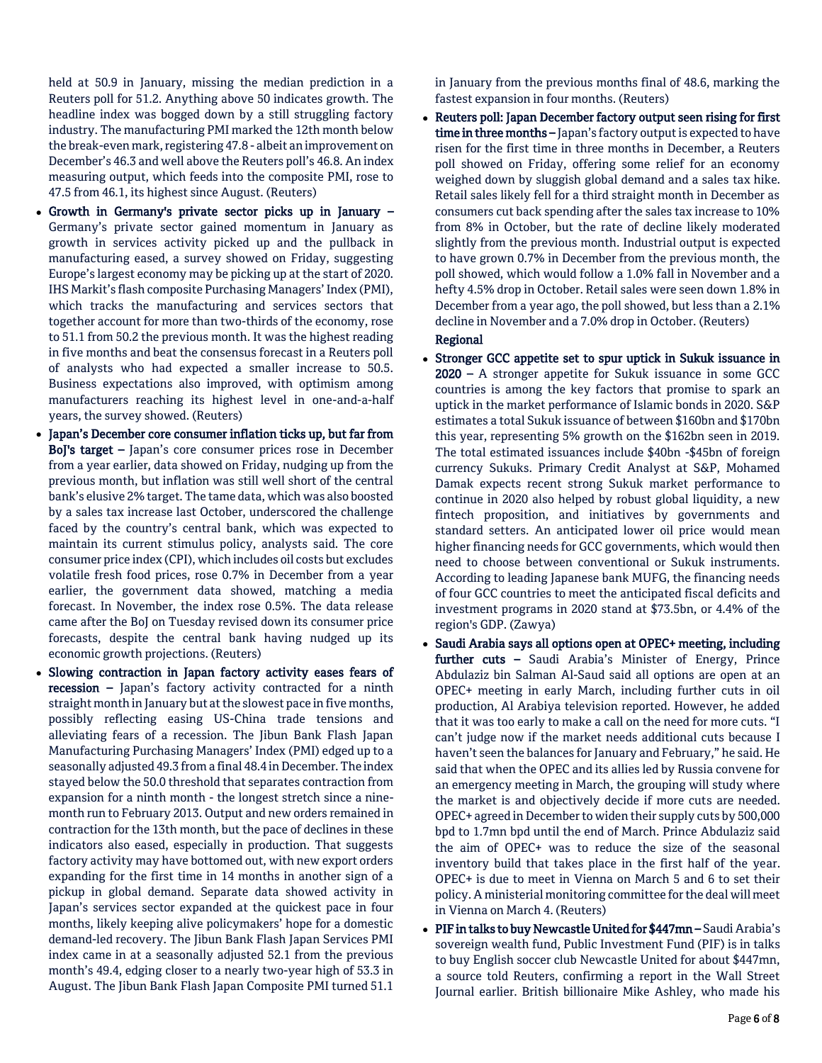held at 50.9 in January, missing the median prediction in a Reuters poll for 51.2. Anything above 50 indicates growth. The headline index was bogged down by a still struggling factory industry. The manufacturing PMI marked the 12th month below the break-even mark, registering 47.8 - albeit an improvement on December's 46.3 and well above the Reuters poll's 46.8. An index measuring output, which feeds into the composite PMI, rose to 47.5 from 46.1, its highest since August. (Reuters)

- **Growth in Germany's private sector picks up in January –** Germany's private sector gained momentum in January as growth in services activity picked up and the pullback in manufacturing eased, a survey showed on Friday, suggesting Europe's largest economy may be picking up at the start of 2020. IHS Markit's flash composite Purchasing Managers' Index (PMI), which tracks the manufacturing and services sectors that together account for more than two-thirds of the economy, rose to 51.1 from 50.2 the previous month. It was the highest reading in five months and beat the consensus forecast in a Reuters poll of analysts who had expected a smaller increase to 50.5. Business expectations also improved, with optimism among manufacturers reaching its highest level in one-and-a-half years, the survey showed. (Reuters)
- **Japan's December core consumer inflation ticks up, but far from BoJ's target –** Japan's core consumer prices rose in December from a year earlier, data showed on Friday, nudging up from the previous month, but inflation was still well short of the central bank's elusive 2% target. The tame data, which was also boosted by a sales tax increase last October, underscored the challenge faced by the country's central bank, which was expected to maintain its current stimulus policy, analysts said. The core consumer price index (CPI), which includes oil costs but excludes volatile fresh food prices, rose 0.7% in December from a year earlier, the government data showed, matching a media forecast. In November, the index rose 0.5%. The data release came after the BoJ on Tuesday revised down its consumer price forecasts, despite the central bank having nudged up its economic growth projections. (Reuters)
- **Slowing contraction in Japan factory activity eases fears of recession –** Japan's factory activity contracted for a ninth straight month in January but at the slowest pace in five months, possibly reflecting easing US-China trade tensions and alleviating fears of a recession. The Jibun Bank Flash Japan Manufacturing Purchasing Managers' Index (PMI) edged up to a seasonally adjusted 49.3 from a final 48.4 in December. The index stayed below the 50.0 threshold that separates contraction from expansion for a ninth month - the longest stretch since a nine-month run to February 2013. Output and new orders remained in contraction for the 13th month, but the pace of declines in these indicators also eased, especially in production. That suggests factory activity may have bottomed out, with new export orders expanding for the first time in 14 months in another sign of a pickup in global demand. Separate data showed activity in Japan's services sector expanded at the quickest pace in four months, likely keeping alive policymakers' hope for a domestic demand-led recovery. The Jibun Bank Flash Japan Services PMI index came in at a seasonally adjusted 52.1 from the previous month's 49.4, edging closer to a nearly two-year high of 53.3 in August. The Jibun Bank Flash Japan Composite PMI turned 51.1 in January from the previous months final of 48.6, marking the fastest expansion in four months. (Reuters)
- **Reuters poll: Japan December factory output seen rising for first time in three months –** Japan's factory output is expected to have risen for the first time in three months in December, a Reuters poll showed on Friday, offering some relief for an economy weighed down by sluggish global demand and a sales tax hike. Retail sales likely fell for a third straight month in December as consumers cut back spending after the sales tax increase to 10% from 8% in October, but the rate of decline likely moderated slightly from the previous month. Industrial output is expected to have grown 0.7% in December from the previous month, the poll showed, which would follow a 1.0% fall in November and a hefty 4.5% drop in October. Retail sales were seen down 1.8% in December from a year ago, the poll showed, but less than a 2.1% decline in November and a 7.0% drop in October. (Reuters)

**Regional**

- **Stronger GCC appetite set to spur uptick in Sukuk issuance in 2020 –** A stronger appetite for Sukuk issuance in some GCC countries is among the key factors that promise to spark an uptick in the market performance of Islamic bonds in 2020. S&P estimates a total Sukuk issuance of between $160bn and $170bn this year, representing 5% growth on the $162bn seen in 2019. The total estimated issuances include $40bn -$45bn of foreign currency Sukuks. Primary Credit Analyst at S&P, Mohamed Damak expects recent strong Sukuk market performance to continue in 2020 also helped by robust global liquidity, a new fintech proposition, and initiatives by governments and standard setters. An anticipated lower oil price would mean higher financing needs for GCC governments, which would then need to choose between conventional or Sukuk instruments. According to leading Japanese bank MUFG, the financing needs of four GCC countries to meet the anticipated fiscal deficits and investment programs in 2020 stand at $73.5bn, or 4.4% of the region's GDP. (Zawya)
- **Saudi Arabia says all options open at OPEC+ meeting, including further cuts –** Saudi Arabia's Minister of Energy, Prince Abdulaziz bin Salman Al-Saud said all options are open at an OPEC+ meeting in early March, including further cuts in oil production, Al Arabiya television reported. However, he added that it was too early to make a call on the need for more cuts. "I can't judge now if the market needs additional cuts because I haven't seen the balances for January and February," he said. He said that when the OPEC and its allies led by Russia convene for an emergency meeting in March, the grouping will study where the market is and objectively decide if more cuts are needed. OPEC+ agreed in December to widen their supply cuts by 500,000 bpd to 1.7mn bpd until the end of March. Prince Abdulaziz said the aim of OPEC+ was to reduce the size of the seasonal inventory build that takes place in the first half of the year. OPEC+ is due to meet in Vienna on March 5 and 6 to set their policy. A ministerial monitoring committee for the deal will meet in Vienna on March 4. (Reuters)
- **PIF in talks to buy Newcastle United for $447mn –** Saudi Arabia's sovereign wealth fund, Public Investment Fund (PIF) is in talks to buy English soccer club Newcastle United for about $447mn, a source told Reuters, confirming a report in the Wall Street Journal earlier. British billionaire Mike Ashley, who made his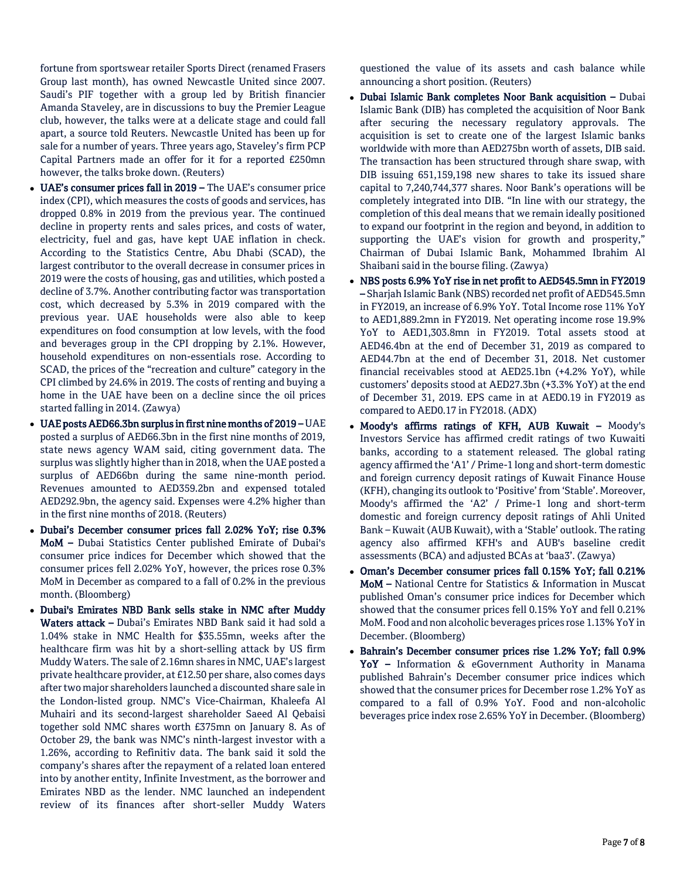fortune from sportswear retailer Sports Direct (renamed Frasers Group last month), has owned Newcastle United since 2007. Saudi's PIF together with a group led by British financier Amanda Staveley, are in discussions to buy the Premier League club, however, the talks were at a delicate stage and could fall apart, a source told Reuters. Newcastle United has been up for sale for a number of years. Three years ago, Staveley's firm PCP Capital Partners made an offer for it for a reported £250mn however, the talks broke down. (Reuters)

- **UAE's consumer prices fall in 2019 –** The UAE's consumer price index (CPI), which measures the costs of goods and services, has dropped 0.8% in 2019 from the previous year. The continued decline in property rents and sales prices, and costs of water, electricity, fuel and gas, have kept UAE inflation in check. According to the Statistics Centre, Abu Dhabi (SCAD), the largest contributor to the overall decrease in consumer prices in 2019 were the costs of housing, gas and utilities, which posted a decline of 3.7%. Another contributing factor was transportation cost, which decreased by 5.3% in 2019 compared with the previous year. UAE households were also able to keep expenditures on food consumption at low levels, with the food and beverages group in the CPI dropping by 2.1%. However, household expenditures on non-essentials rose. According to SCAD, the prices of the "recreation and culture" category in the CPI climbed by 24.6% in 2019. The costs of renting and buying a home in the UAE have been on a decline since the oil prices started falling in 2014. (Zawya)
- **UAE posts AED66.3bn surplus in first nine months of 2019 –** UAE posted a surplus of AED66.3bn in the first nine months of 2019, state news agency WAM said, citing government data. The surplus was slightly higher than in 2018, when the UAE posted a surplus of AED66bn during the same nine-month period. Revenues amounted to AED359.2bn and expensed totaled AED292.9bn, the agency said. Expenses were 4.2% higher than in the first nine months of 2018. (Reuters)
- **Dubai's December consumer prices fall 2.02% YoY; rise 0.3% MoM –** Dubai Statistics Center published Emirate of Dubai's consumer price indices for December which showed that the consumer prices fell 2.02% YoY, however, the prices rose 0.3% MoM in December as compared to a fall of 0.2% in the previous month. (Bloomberg)
- **Dubai's Emirates NBD Bank sells stake in NMC after Muddy Waters attack –** Dubai's Emirates NBD Bank said it had sold a 1.04% stake in NMC Health for $35.55mn, weeks after the healthcare firm was hit by a short-selling attack by US firm Muddy Waters. The sale of 2.16mn shares in NMC, UAE's largest private healthcare provider, at £12.50 per share, also comes days after two major shareholders launched a discounted share sale in the London-listed group. NMC's Vice-Chairman, Khaleefa Al Muhairi and its second-largest shareholder Saeed Al Qebaisi together sold NMC shares worth £375mn on January 8. As of October 29, the bank was NMC's ninth-largest investor with a 1.26%, according to Refinitiv data. The bank said it sold the company's shares after the repayment of a related loan entered into by another entity, Infinite Investment, as the borrower and Emirates NBD as the lender. NMC launched an independent review of its finances after short-seller Muddy Waters questioned the value of its assets and cash balance while announcing a short position. (Reuters)
- **Dubai Islamic Bank completes Noor Bank acquisition –** Dubai Islamic Bank (DIB) has completed the acquisition of Noor Bank after securing the necessary regulatory approvals. The acquisition is set to create one of the largest Islamic banks worldwide with more than AED275bn worth of assets, DIB said. The transaction has been structured through share swap, with DIB issuing 651,159,198 new shares to take its issued share capital to 7,240,744,377 shares. Noor Bank's operations will be completely integrated into DIB. "In line with our strategy, the completion of this deal means that we remain ideally positioned to expand our footprint in the region and beyond, in addition to supporting the UAE's vision for growth and prosperity," Chairman of Dubai Islamic Bank, Mohammed Ibrahim Al Shaibani said in the bourse filing. (Zawya)
- **NBS posts 6.9% YoY rise in net profit to AED545.5mn in FY2019 –** Sharjah Islamic Bank (NBS) recorded net profit of AED545.5mn in FY2019, an increase of 6.9% YoY. Total Income rose 11% YoY to AED1,889.2mn in FY2019. Net operating income rose 19.9% YoY to AED1,303.8mn in FY2019. Total assets stood at AED46.4bn at the end of December 31, 2019 as compared to AED44.7bn at the end of December 31, 2018. Net customer financial receivables stood at AED25.1bn (+4.2% YoY), while customers' deposits stood at AED27.3bn (+3.3% YoY) at the end of December 31, 2019. EPS came in at AED0.19 in FY2019 as compared to AED0.17 in FY2018. (ADX)
- **Moody's affirms ratings of KFH, AUB Kuwait –** Moody's Investors Service has affirmed credit ratings of two Kuwaiti banks, according to a statement released. The global rating agency affirmed the 'A1' / Prime-1 long and short-term domestic and foreign currency deposit ratings of Kuwait Finance House (KFH), changing its outlook to 'Positive' from 'Stable'. Moreover, Moody's affirmed the 'A2' / Prime-1 long and short-term domestic and foreign currency deposit ratings of Ahli United Bank – Kuwait (AUB Kuwait), with a 'Stable' outlook. The rating agency also affirmed KFH's and AUB's baseline credit assessments (BCA) and adjusted BCAs at 'baa3'. (Zawya)
- **Oman's December consumer prices fall 0.15% YoY; fall 0.21% MoM –** National Centre for Statistics & Information in Muscat published Oman's consumer price indices for December which showed that the consumer prices fell 0.15% YoY and fell 0.21% MoM. Food and non alcoholic beverages prices rose 1.13% YoY in December. (Bloomberg)
- **Bahrain's December consumer prices rise 1.2% YoY; fall 0.9% YoY –** Information & eGovernment Authority in Manama published Bahrain's December consumer price indices which showed that the consumer prices for December rose 1.2% YoY as compared to a fall of 0.9% YoY. Food and non-alcoholic beverages price index rose 2.65% YoY in December. (Bloomberg)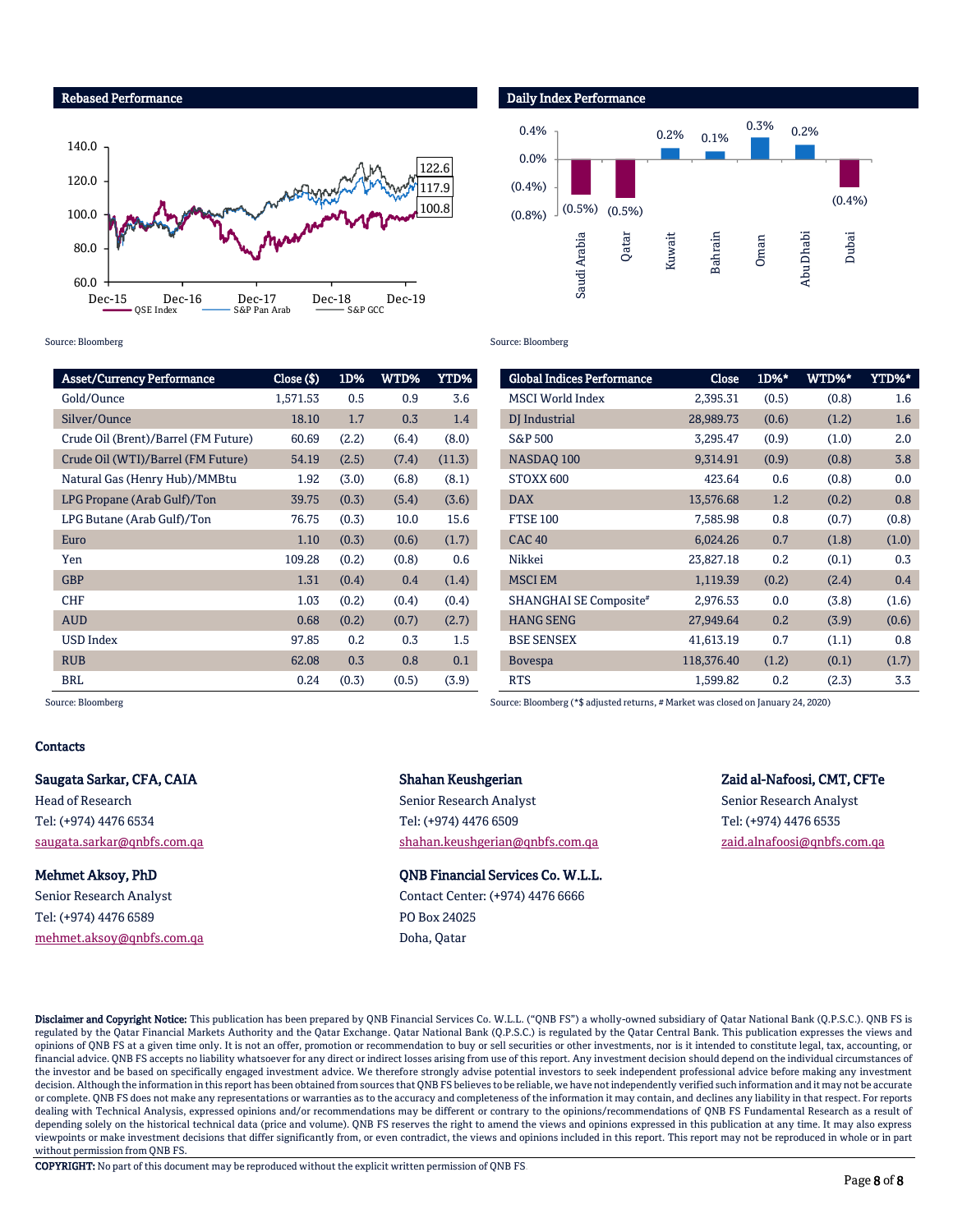## Rebased Performance

140.0
120.0
100.0
80.0
60.0

Dec-15 Dec-16 Dec-17 Dec-18 Dec-19

122.6
117.9
100.8

QSE Index S&P Pan Arab S&P GCC

Source: Bloomberg

## Daily Index Performance

0.4%
0.0%
(0.4%)
(0.8%)

(0.5%) (0.5%) 0.2% 0.1% 0.3% 0.2% (0.4%)

Saudi Arabia Qatar Kuwait Bahrain Oman Abu Dhabi Dubai

Source: Bloomberg

| Asset/Currency Performance | Close ($) | 1D% | WTD% | YTD% |
|---|---|---|---|---|
| Gold/Ounce | 1,571.53 | 0.5 | 0.9 | 3.6 |
| Silver/Ounce | 18.10 | 1.7 | 0.3 | 1.4 |
| Crude Oil (Brent)/Barrel (FM Future) | 60.69 | (2.2) | (6.4) | (8.0) |
| Crude Oil (WTI)/Barrel (FM Future) | 54.19 | (2.5) | (7.4) | (11.3) |
| Natural Gas (Henry Hub)/MMBtu | 1.92 | (3.0) | (6.8) | (8.1) |
| LPG Propane (Arab Gulf)/Ton | 39.75 | (0.3) | (5.4) | (3.6) |
| LPG Butane (Arab Gulf)/Ton | 76.75 | (0.3) | 10.0 | 15.6 |
| Euro | 1.10 | (0.3) | (0.6) | (1.7) |
| Yen | 109.28 | (0.2) | (0.8) | 0.6 |
| GBP | 1.31 | (0.4) | 0.4 | (1.4) |
| CHF | 1.03 | (0.2) | (0.4) | (0.4) |
| AUD | 0.68 | (0.2) | (0.7) | (2.7) |
| USD Index | 97.85 | 0.2 | 0.3 | 1.5 |
| RUB | 62.08 | 0.3 | 0.8 | 0.1 |
| BRL | 0.24 | (0.3) | (0.5) | (3.9) |

Source: Bloomberg

| Global Indices Performance | Close | 1D%* | WTD%* | YTD%* |
|---|---|---|---|---|
| MSCI World Index | 2,395.31 | (0.5) | (0.8) | 1.6 |
| DJ Industrial | 28,989.73 | (0.6) | (1.2) | 1.6 |
| S&P 500 | 3,295.47 | (0.9) | (1.0) | 2.0 |
| NASDAQ 100 | 9,314.91 | (0.9) | (0.8) | 3.8 |
| STOXX 600 | 423.64 | 0.6 | (0.8) | 0.0 |
| DAX | 13,576.68 | 1.2 | (0.2) | 0.8 |
| FTSE 100 | 7,585.98 | 0.8 | (0.7) | (0.8) |
| CAC 40 | 6,024.26 | 0.7 | (1.8) | (1.0) |
| Nikkei | 23,827.18 | 0.2 | (0.1) | 0.3 |
| MSCI EM | 1,119.39 | (0.2) | (2.4) | 0.4 |
| SHANGHAI SE Composite# | 2,976.53 | 0.0 | (3.8) | (1.6) |
| HANG SENG | 27,949.64 | 0.2 | (3.9) | (0.6) |
| BSE SENSEX | 41,613.19 | 0.7 | (1.1) | 0.8 |
| Bovespa | 118,376.40 | (1.2) | (0.1) | (1.7) |
| RTS | 1,599.82 | 0.2 | (2.3) | 3.3 |

Source: Bloomberg (*$ adjusted returns, # Market was closed on January 24, 2020)

## Contacts

**Saugata Sarkar, CFA, CAIA**
Head of Research
Tel: (+974) 4476 6534
saugata.sarkar@qnbfs.com.qa

**Shahan Keushgerian**
Senior Research Analyst
Tel: (+974) 4476 6509
shahan.keushgerian@qnbfs.com.qa

**Zaid al-Nafoosi, CMT, CFTe**
Senior Research Analyst
Tel: (+974) 4476 6535
zaid.alnafoosi@qnbfs.com.qa

**Mehmet Aksoy, PhD**
Senior Research Analyst
Tel: (+974) 4476 6589
mehmet.aksoy@qnbfs.com.qa

**QNB Financial Services Co. W.L.L.**
Contact Center: (+974) 4476 6666
PO Box 24025
Doha, Qatar

**Disclaimer and Copyright Notice:** This publication has been prepared by QNB Financial Services Co. W.L.L. ("QNB FS") a wholly-owned subsidiary of Qatar National Bank (Q.P.S.C.). QNB FS is regulated by the Qatar Financial Markets Authority and the Qatar Exchange. Qatar National Bank (Q.P.S.C.) is regulated by the Qatar Central Bank. This publication expresses the views and opinions of QNB FS at a given time only. It is not an offer, promotion or recommendation to buy or sell securities or other investments, nor is it intended to constitute legal, tax, accounting, or financial advice. QNB FS accepts no liability whatsoever for any direct or indirect losses arising from use of this report. Any investment decision should depend on the individual circumstances of the investor and be based on specifically engaged investment advice. We therefore strongly advise potential investors to seek independent professional advice before making any investment decision. Although the information in this report has been obtained from sources that QNB FS believes to be reliable, we have not independently verified such information and it may not be accurate or complete. QNB FS does not make any representations or warranties as to the accuracy and completeness of the information it may contain, and declines any liability in that respect. For reports dealing with Technical Analysis, expressed opinions and/or recommendations may be different or contrary to the opinions/recommendations of QNB FS Fundamental Research as a result of depending solely on the historical technical data (price and volume). QNB FS reserves the right to amend the views and opinions expressed in this publication at any time. It may also express viewpoints or make investment decisions that differ significantly from, or even contradict, the views and opinions included in this report. This report may not be reproduced in whole or in part without permission from QNB FS.

**COPYRIGHT:** No part of this document may be reproduced without the explicit written permission of QNB FS